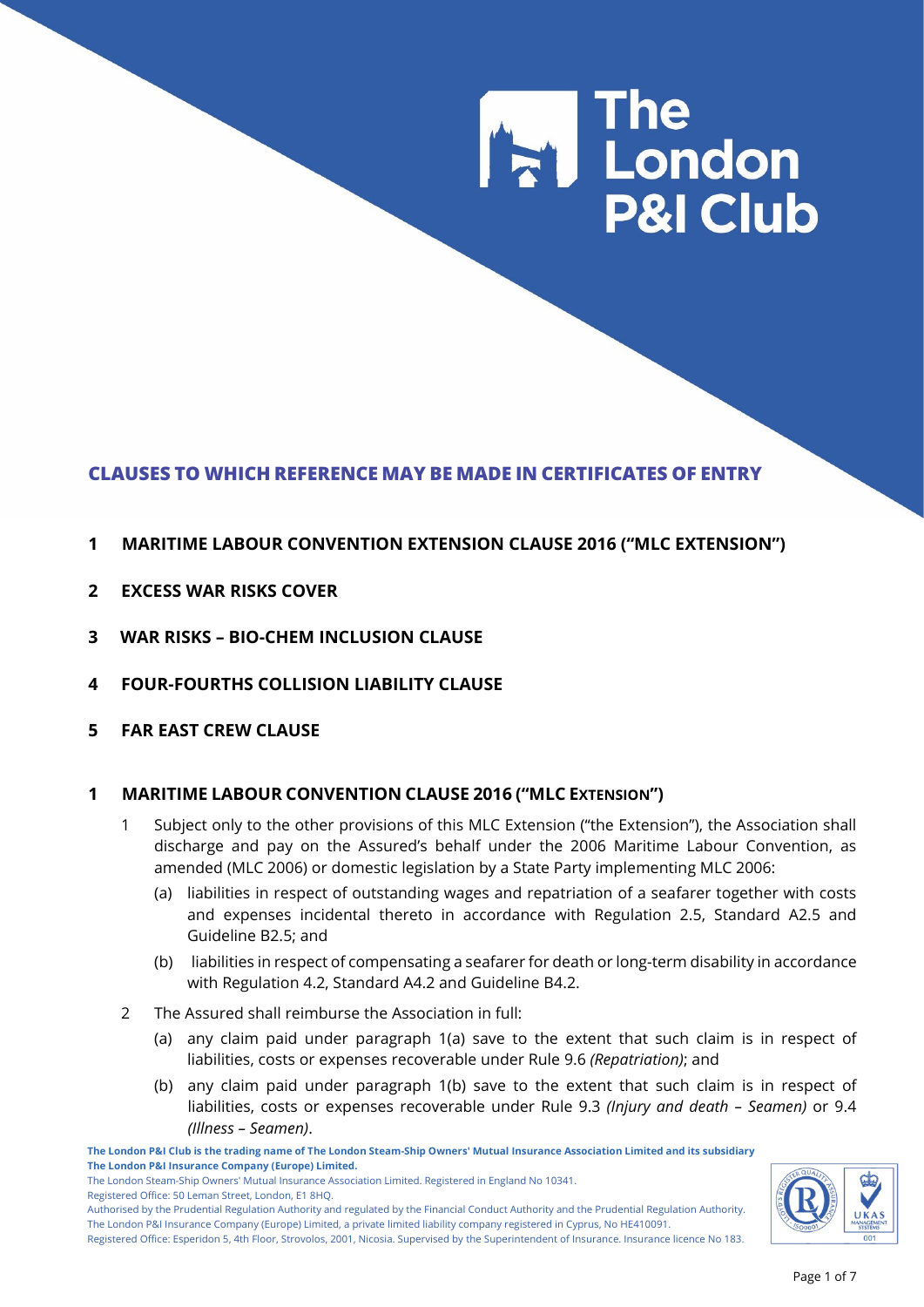# CLAUSES TO WHICH REFERENCE MAY BE MADE IN CERTIFICATES OF ENTRY

**1 MARITIME LABOUR CONVENTION EXTENSION CLAUSE 2016 ("MLC EXTENSION")**

**2 EXCESS WAR RISKS COVER**

**3 WAR RISKS – BIO-CHEM INCLUSION CLAUSE**

**4 FOUR-FOURTHS COLLISION LIABILITY CLAUSE**

**5 FAR EAST CREW CLAUSE**

## 1 MARITIME LABOUR CONVENTION CLAUSE 2016 ("MLC EXTENSION")

1. Subject only to the other provisions of this MLC Extension ("the Extension"), the Association shall discharge and pay on the Assured's behalf under the 2006 Maritime Labour Convention, as amended (MLC 2006) or domestic legislation by a State Party implementing MLC 2006:
   - (a) liabilities in respect of outstanding wages and repatriation of a seafarer together with costs and expenses incidental thereto in accordance with Regulation 2.5, Standard A2.5 and Guideline B2.5; and
   - (b) liabilities in respect of compensating a seafarer for death or long-term disability in accordance with Regulation 4.2, Standard A4.2 and Guideline B4.2.
2. The Assured shall reimburse the Association in full:
   - (a) any claim paid under paragraph 1(a) save to the extent that such claim is in respect of liabilities, costs or expenses recoverable under Rule 9.6 *(Repatriation)*; and
   - (b) any claim paid under paragraph 1(b) save to the extent that such claim is in respect of liabilities, costs or expenses recoverable under Rule 9.3 *(Injury and death – Seamen)* or 9.4 *(Illness – Seamen)*.

**The London P&I Club is the trading name of The London Steam-Ship Owners' Mutual Insurance Association Limited and its subsidiary The London P&I Insurance Company (Europe) Limited.**

The London Steam-Ship Owners' Mutual Insurance Association Limited. Registered in England No 10341.
Registered Office: 50 Leman Street, London, E1 8HQ.
Authorised by the Prudential Regulation Authority and regulated by the Financial Conduct Authority and the Prudential Regulation Authority.
The London P&I Insurance Company (Europe) Limited, a private limited liability company registered in Cyprus, No HE410091.
Registered Office: Esperidon 5, 4th Floor, Strovolos, 2001, Nicosia. Supervised by the Superintendent of Insurance. Insurance licence No 183.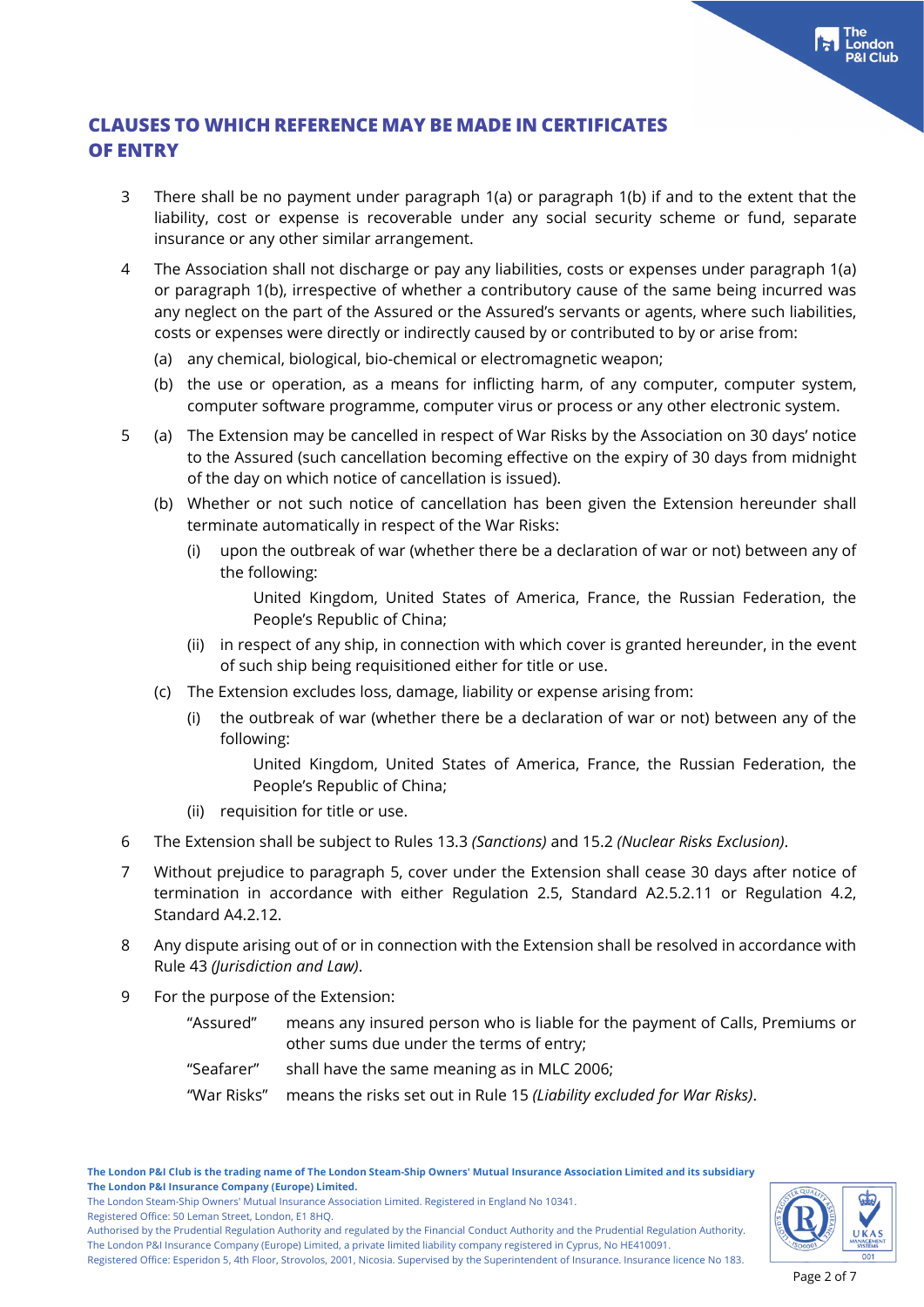## CLAUSES TO WHICH REFERENCE MAY BE MADE IN CERTIFICATES OF ENTRY

3 There shall be no payment under paragraph 1(a) or paragraph 1(b) if and to the extent that the liability, cost or expense is recoverable under any social security scheme or fund, separate insurance or any other similar arrangement.

4 The Association shall not discharge or pay any liabilities, costs or expenses under paragraph 1(a) or paragraph 1(b), irrespective of whether a contributory cause of the same being incurred was any neglect on the part of the Assured or the Assured's servants or agents, where such liabilities, costs or expenses were directly or indirectly caused by or contributed to by or arise from:

- (a) any chemical, biological, bio-chemical or electromagnetic weapon;
- (b) the use or operation, as a means for inflicting harm, of any computer, computer system, computer software programme, computer virus or process or any other electronic system.

5 (a) The Extension may be cancelled in respect of War Risks by the Association on 30 days' notice to the Assured (such cancellation becoming effective on the expiry of 30 days from midnight of the day on which notice of cancellation is issued).

- (b) Whether or not such notice of cancellation has been given the Extension hereunder shall terminate automatically in respect of the War Risks:
  - (i) upon the outbreak of war (whether there be a declaration of war or not) between any of the following:

    United Kingdom, United States of America, France, the Russian Federation, the People's Republic of China;
  - (ii) in respect of any ship, in connection with which cover is granted hereunder, in the event of such ship being requisitioned either for title or use.
- (c) The Extension excludes loss, damage, liability or expense arising from:
  - (i) the outbreak of war (whether there be a declaration of war or not) between any of the following:

    United Kingdom, United States of America, France, the Russian Federation, the People's Republic of China;
  - (ii) requisition for title or use.

6 The Extension shall be subject to Rules 13.3 *(Sanctions)* and 15.2 *(Nuclear Risks Exclusion)*.

7 Without prejudice to paragraph 5, cover under the Extension shall cease 30 days after notice of termination in accordance with either Regulation 2.5, Standard A2.5.2.11 or Regulation 4.2, Standard A4.2.12.

8 Any dispute arising out of or in connection with the Extension shall be resolved in accordance with Rule 43 *(Jurisdiction and Law)*.

9 For the purpose of the Extension:

"Assured" means any insured person who is liable for the payment of Calls, Premiums or other sums due under the terms of entry;

"Seafarer" shall have the same meaning as in MLC 2006;

"War Risks" means the risks set out in Rule 15 *(Liability excluded for War Risks)*.

**The London P&I Club is the trading name of The London Steam-Ship Owners' Mutual Insurance Association Limited and its subsidiary The London P&I Insurance Company (Europe) Limited.**

The London Steam-Ship Owners' Mutual Insurance Association Limited. Registered in England No 10341.
Registered Office: 50 Leman Street, London, E1 8HQ.
Authorised by the Prudential Regulation Authority and regulated by the Financial Conduct Authority and the Prudential Regulation Authority.
The London P&I Insurance Company (Europe) Limited, a private limited liability company registered in Cyprus, No HE410091.
Registered Office: Esperidon 5, 4th Floor, Strovolos, 2001, Nicosia. Supervised by the Superintendent of Insurance. Insurance licence No 183.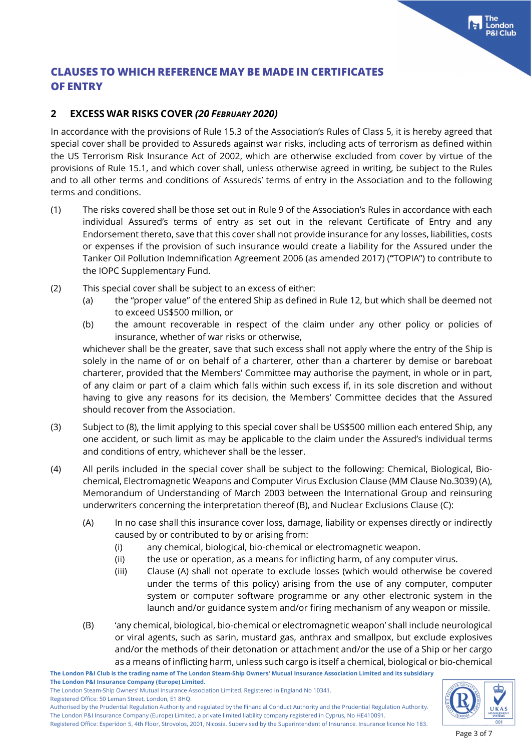# CLAUSES TO WHICH REFERENCE MAY BE MADE IN CERTIFICATES OF ENTRY

## 2 EXCESS WAR RISKS COVER *(20 February 2020)*

In accordance with the provisions of Rule 15.3 of the Association's Rules of Class 5, it is hereby agreed that special cover shall be provided to Assureds against war risks, including acts of terrorism as defined within the US Terrorism Risk Insurance Act of 2002, which are otherwise excluded from cover by virtue of the provisions of Rule 15.1, and which cover shall, unless otherwise agreed in writing, be subject to the Rules and to all other terms and conditions of Assureds' terms of entry in the Association and to the following terms and conditions.

(1) The risks covered shall be those set out in Rule 9 of the Association's Rules in accordance with each individual Assured's terms of entry as set out in the relevant Certificate of Entry and any Endorsement thereto, save that this cover shall not provide insurance for any losses, liabilities, costs or expenses if the provision of such insurance would create a liability for the Assured under the Tanker Oil Pollution Indemnification Agreement 2006 (as amended 2017) ("TOPIA") to contribute to the IOPC Supplementary Fund.

(2) This special cover shall be subject to an excess of either:

   (a) the "proper value" of the entered Ship as defined in Rule 12, but which shall be deemed not to exceed US$500 million, or

   (b) the amount recoverable in respect of the claim under any other policy or policies of insurance, whether of war risks or otherwise,

   whichever shall be the greater, save that such excess shall not apply where the entry of the Ship is solely in the name of or on behalf of a charterer, other than a charterer by demise or bareboat charterer, provided that the Members' Committee may authorise the payment, in whole or in part, of any claim or part of a claim which falls within such excess if, in its sole discretion and without having to give any reasons for its decision, the Members' Committee decides that the Assured should recover from the Association.

(3) Subject to (8), the limit applying to this special cover shall be US$500 million each entered Ship, any one accident, or such limit as may be applicable to the claim under the Assured's individual terms and conditions of entry, whichever shall be the lesser.

(4) All perils included in the special cover shall be subject to the following: Chemical, Biological, Bio-chemical, Electromagnetic Weapons and Computer Virus Exclusion Clause (MM Clause No.3039) (A), Memorandum of Understanding of March 2003 between the International Group and reinsuring underwriters concerning the interpretation thereof (B), and Nuclear Exclusions Clause (C):

   (A) In no case shall this insurance cover loss, damage, liability or expenses directly or indirectly caused by or contributed to by or arising from:

      (i) any chemical, biological, bio-chemical or electromagnetic weapon.

      (ii) the use or operation, as a means for inflicting harm, of any computer virus.

      (iii) Clause (A) shall not operate to exclude losses (which would otherwise be covered under the terms of this policy) arising from the use of any computer, computer system or computer software programme or any other electronic system in the launch and/or guidance system and/or firing mechanism of any weapon or missile.

   (B) 'any chemical, biological, bio-chemical or electromagnetic weapon' shall include neurological or viral agents, such as sarin, mustard gas, anthrax and smallpox, but exclude explosives and/or the methods of their detonation or attachment and/or the use of a Ship or her cargo as a means of inflicting harm, unless such cargo is itself a chemical, biological or bio-chemical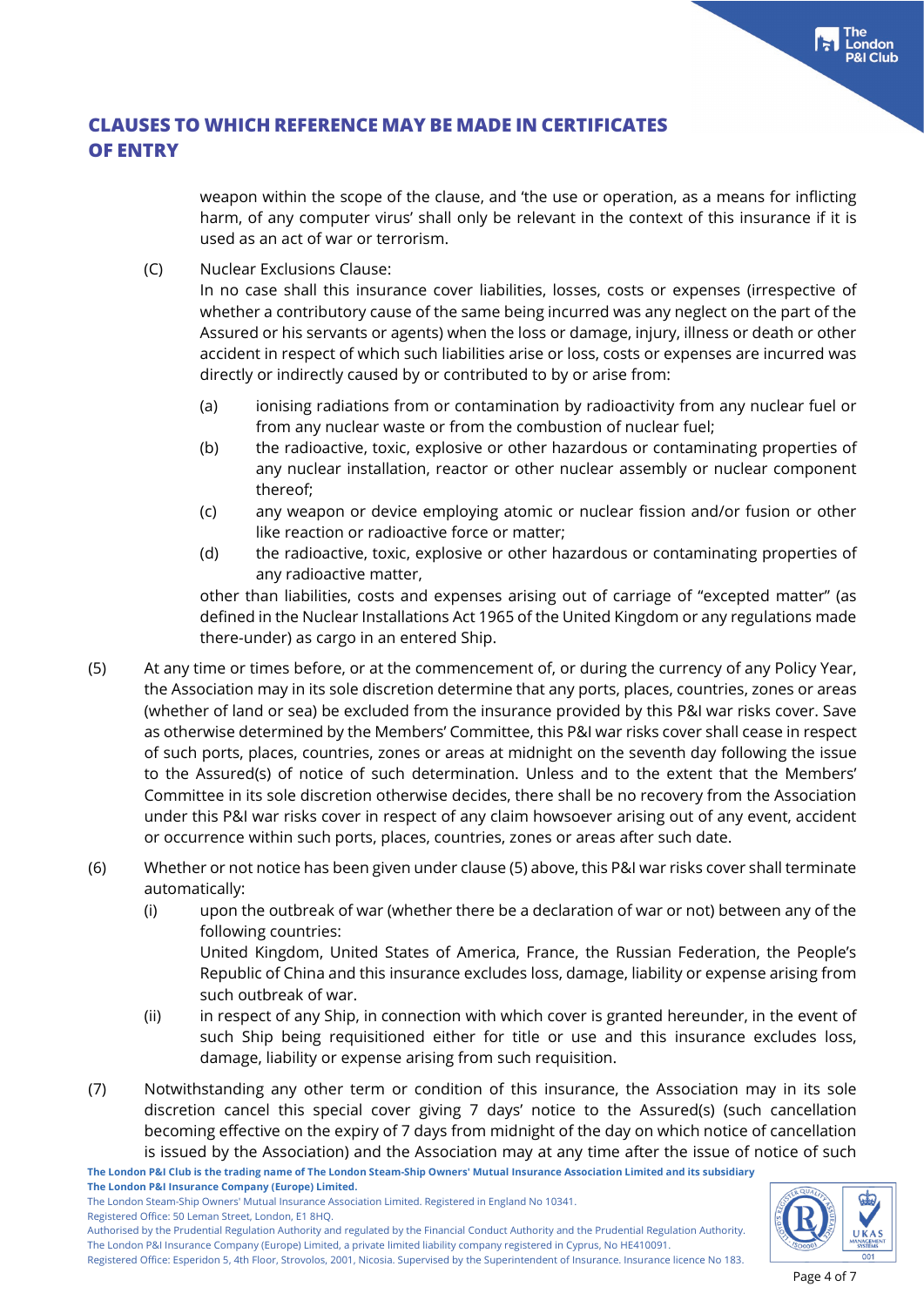weapon within the scope of the clause, and 'the use or operation, as a means for inflicting harm, of any computer virus' shall only be relevant in the context of this insurance if it is used as an act of war or terrorism.

(C) Nuclear Exclusions Clause:
In no case shall this insurance cover liabilities, losses, costs or expenses (irrespective of whether a contributory cause of the same being incurred was any neglect on the part of the Assured or his servants or agents) when the loss or damage, injury, illness or death or other accident in respect of which such liabilities arise or loss, costs or expenses are incurred was directly or indirectly caused by or contributed to by or arise from:

(a) ionising radiations from or contamination by radioactivity from any nuclear fuel or from any nuclear waste or from the combustion of nuclear fuel;

(b) the radioactive, toxic, explosive or other hazardous or contaminating properties of any nuclear installation, reactor or other nuclear assembly or nuclear component thereof;

(c) any weapon or device employing atomic or nuclear fission and/or fusion or other like reaction or radioactive force or matter;

(d) the radioactive, toxic, explosive or other hazardous or contaminating properties of any radioactive matter,

other than liabilities, costs and expenses arising out of carriage of "excepted matter" (as defined in the Nuclear Installations Act 1965 of the United Kingdom or any regulations made there-under) as cargo in an entered Ship.

(5) At any time or times before, or at the commencement of, or during the currency of any Policy Year, the Association may in its sole discretion determine that any ports, places, countries, zones or areas (whether of land or sea) be excluded from the insurance provided by this P&I war risks cover. Save as otherwise determined by the Members' Committee, this P&I war risks cover shall cease in respect of such ports, places, countries, zones or areas at midnight on the seventh day following the issue to the Assured(s) of notice of such determination. Unless and to the extent that the Members' Committee in its sole discretion otherwise decides, there shall be no recovery from the Association under this P&I war risks cover in respect of any claim howsoever arising out of any event, accident or occurrence within such ports, places, countries, zones or areas after such date.

(6) Whether or not notice has been given under clause (5) above, this P&I war risks cover shall terminate automatically:

(i) upon the outbreak of war (whether there be a declaration of war or not) between any of the following countries:
United Kingdom, United States of America, France, the Russian Federation, the People's Republic of China and this insurance excludes loss, damage, liability or expense arising from such outbreak of war.

(ii) in respect of any Ship, in connection with which cover is granted hereunder, in the event of such Ship being requisitioned either for title or use and this insurance excludes loss, damage, liability or expense arising from such requisition.

(7) Notwithstanding any other term or condition of this insurance, the Association may in its sole discretion cancel this special cover giving 7 days' notice to the Assured(s) (such cancellation becoming effective on the expiry of 7 days from midnight of the day on which notice of cancellation is issued by the Association) and the Association may at any time after the issue of notice of such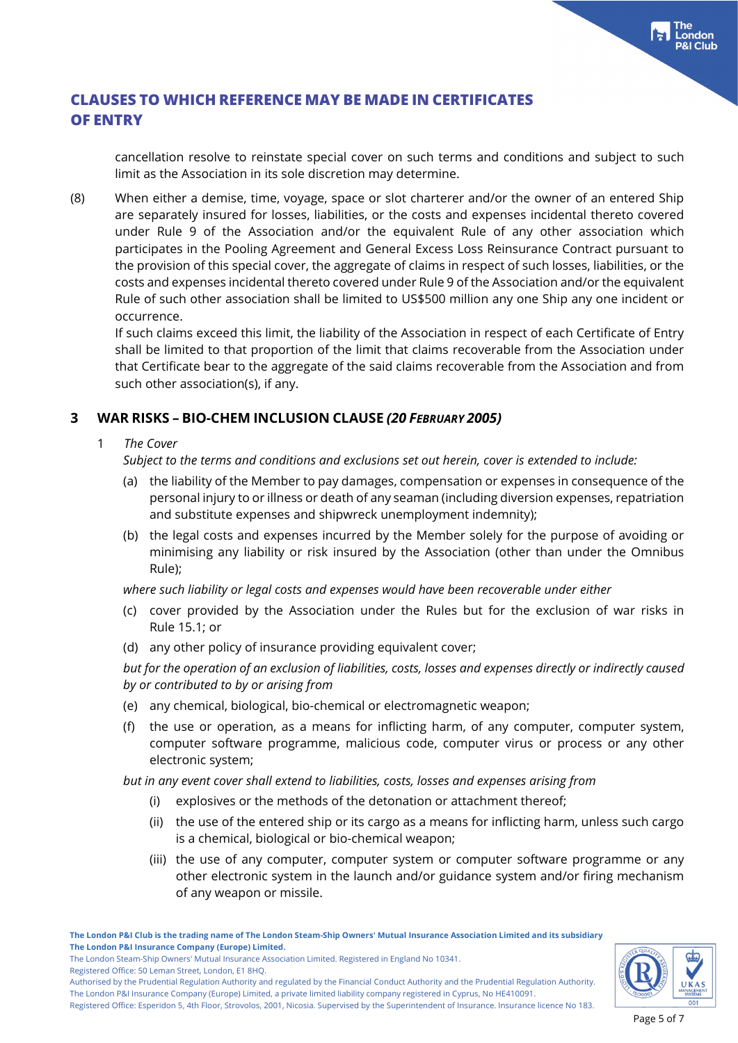# CLAUSES TO WHICH REFERENCE MAY BE MADE IN CERTIFICATES OF ENTRY

cancellation resolve to reinstate special cover on such terms and conditions and subject to such limit as the Association in its sole discretion may determine.

(8) When either a demise, time, voyage, space or slot charterer and/or the owner of an entered Ship are separately insured for losses, liabilities, or the costs and expenses incidental thereto covered under Rule 9 of the Association and/or the equivalent Rule of any other association which participates in the Pooling Agreement and General Excess Loss Reinsurance Contract pursuant to the provision of this special cover, the aggregate of claims in respect of such losses, liabilities, or the costs and expenses incidental thereto covered under Rule 9 of the Association and/or the equivalent Rule of such other association shall be limited to US$500 million any one Ship any one incident or occurrence.

If such claims exceed this limit, the liability of the Association in respect of each Certificate of Entry shall be limited to that proportion of the limit that claims recoverable from the Association under that Certificate bear to the aggregate of the said claims recoverable from the Association and from such other association(s), if any.

## 3 WAR RISKS – BIO-CHEM INCLUSION CLAUSE *(20 February 2005)*

1 *The Cover*

*Subject to the terms and conditions and exclusions set out herein, cover is extended to include:*

(a) the liability of the Member to pay damages, compensation or expenses in consequence of the personal injury to or illness or death of any seaman (including diversion expenses, repatriation and substitute expenses and shipwreck unemployment indemnity);

(b) the legal costs and expenses incurred by the Member solely for the purpose of avoiding or minimising any liability or risk insured by the Association (other than under the Omnibus Rule);

*where such liability or legal costs and expenses would have been recoverable under either*

(c) cover provided by the Association under the Rules but for the exclusion of war risks in Rule 15.1; or

(d) any other policy of insurance providing equivalent cover;

*but for the operation of an exclusion of liabilities, costs, losses and expenses directly or indirectly caused by or contributed to by or arising from*

(e) any chemical, biological, bio-chemical or electromagnetic weapon;

(f) the use or operation, as a means for inflicting harm, of any computer, computer system, computer software programme, malicious code, computer virus or process or any other electronic system;

*but in any event cover shall extend to liabilities, costs, losses and expenses arising from*

(i) explosives or the methods of the detonation or attachment thereof;

(ii) the use of the entered ship or its cargo as a means for inflicting harm, unless such cargo is a chemical, biological or bio-chemical weapon;

(iii) the use of any computer, computer system or computer software programme or any other electronic system in the launch and/or guidance system and/or firing mechanism of any weapon or missile.

**The London P&I Club is the trading name of The London Steam-Ship Owners' Mutual Insurance Association Limited and its subsidiary The London P&I Insurance Company (Europe) Limited.**
The London Steam-Ship Owners' Mutual Insurance Association Limited. Registered in England No 10341.
Registered Office: 50 Leman Street, London, E1 8HQ.
Authorised by the Prudential Regulation Authority and regulated by the Financial Conduct Authority and the Prudential Regulation Authority.
The London P&I Insurance Company (Europe) Limited, a private limited liability company registered in Cyprus, No HE410091.
Registered Office: Esperidon 5, 4th Floor, Strovolos, 2001, Nicosia. Supervised by the Superintendent of Insurance. Insurance licence No 183.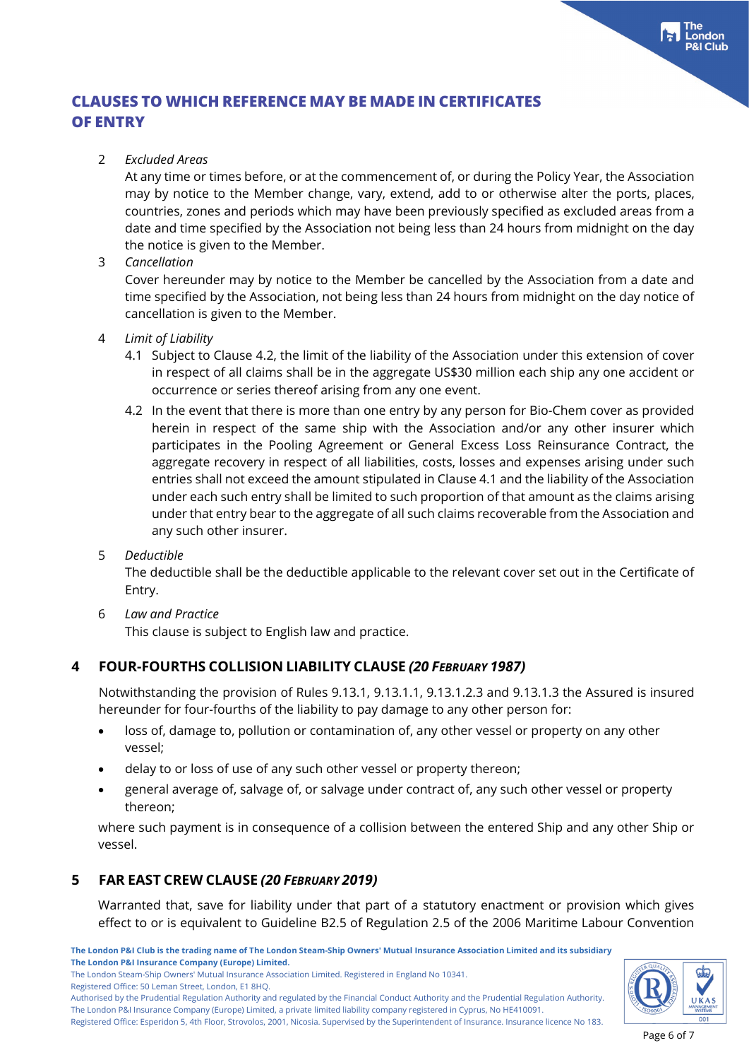# CLAUSES TO WHICH REFERENCE MAY BE MADE IN CERTIFICATES OF ENTRY

2 *Excluded Areas*

At any time or times before, or at the commencement of, or during the Policy Year, the Association may by notice to the Member change, vary, extend, add to or otherwise alter the ports, places, countries, zones and periods which may have been previously specified as excluded areas from a date and time specified by the Association not being less than 24 hours from midnight on the day the notice is given to the Member.

3 *Cancellation*

Cover hereunder may by notice to the Member be cancelled by the Association from a date and time specified by the Association, not being less than 24 hours from midnight on the day notice of cancellation is given to the Member.

4 *Limit of Liability*

4.1 Subject to Clause 4.2, the limit of the liability of the Association under this extension of cover in respect of all claims shall be in the aggregate US$30 million each ship any one accident or occurrence or series thereof arising from any one event.

4.2 In the event that there is more than one entry by any person for Bio-Chem cover as provided herein in respect of the same ship with the Association and/or any other insurer which participates in the Pooling Agreement or General Excess Loss Reinsurance Contract, the aggregate recovery in respect of all liabilities, costs, losses and expenses arising under such entries shall not exceed the amount stipulated in Clause 4.1 and the liability of the Association under each such entry shall be limited to such proportion of that amount as the claims arising under that entry bear to the aggregate of all such claims recoverable from the Association and any such other insurer.

5 *Deductible*

The deductible shall be the deductible applicable to the relevant cover set out in the Certificate of Entry.

6 *Law and Practice*

This clause is subject to English law and practice.

## 4 FOUR-FOURTHS COLLISION LIABILITY CLAUSE *(20 February 1987)*

Notwithstanding the provision of Rules 9.13.1, 9.13.1.1, 9.13.1.2.3 and 9.13.1.3 the Assured is insured hereunder for four-fourths of the liability to pay damage to any other person for:

- loss of, damage to, pollution or contamination of, any other vessel or property on any other vessel;
- delay to or loss of use of any such other vessel or property thereon;
- general average of, salvage of, or salvage under contract of, any such other vessel or property thereon;

where such payment is in consequence of a collision between the entered Ship and any other Ship or vessel.

## 5 FAR EAST CREW CLAUSE *(20 February 2019)*

Warranted that, save for liability under that part of a statutory enactment or provision which gives effect to or is equivalent to Guideline B2.5 of Regulation 2.5 of the 2006 Maritime Labour Convention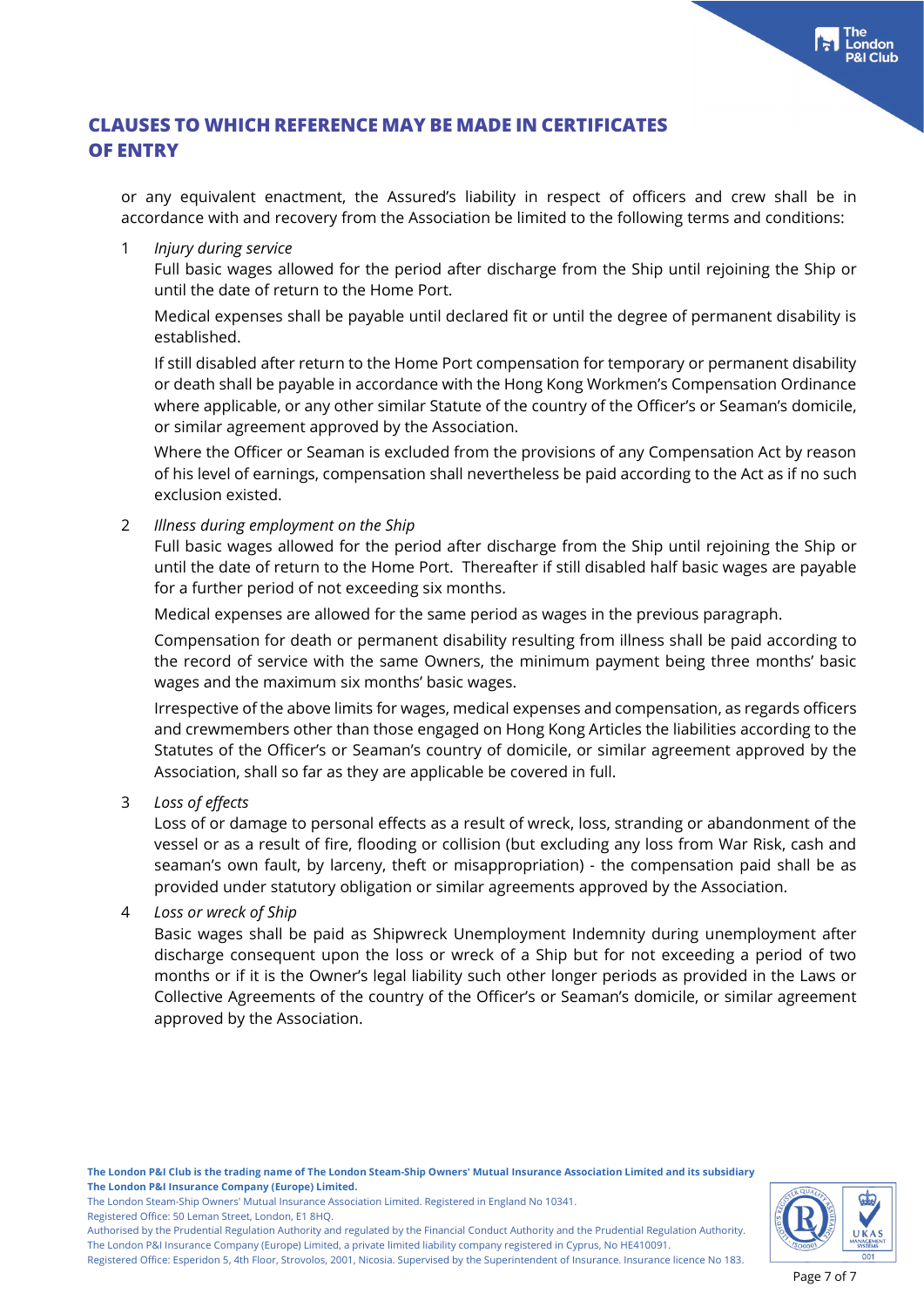## CLAUSES TO WHICH REFERENCE MAY BE MADE IN CERTIFICATES OF ENTRY

or any equivalent enactment, the Assured's liability in respect of officers and crew shall be in accordance with and recovery from the Association be limited to the following terms and conditions:

1 *Injury during service*

Full basic wages allowed for the period after discharge from the Ship until rejoining the Ship or until the date of return to the Home Port.

Medical expenses shall be payable until declared fit or until the degree of permanent disability is established.

If still disabled after return to the Home Port compensation for temporary or permanent disability or death shall be payable in accordance with the Hong Kong Workmen's Compensation Ordinance where applicable, or any other similar Statute of the country of the Officer's or Seaman's domicile, or similar agreement approved by the Association.

Where the Officer or Seaman is excluded from the provisions of any Compensation Act by reason of his level of earnings, compensation shall nevertheless be paid according to the Act as if no such exclusion existed.

2 *Illness during employment on the Ship*

Full basic wages allowed for the period after discharge from the Ship until rejoining the Ship or until the date of return to the Home Port. Thereafter if still disabled half basic wages are payable for a further period of not exceeding six months.

Medical expenses are allowed for the same period as wages in the previous paragraph.

Compensation for death or permanent disability resulting from illness shall be paid according to the record of service with the same Owners, the minimum payment being three months' basic wages and the maximum six months' basic wages.

Irrespective of the above limits for wages, medical expenses and compensation, as regards officers and crewmembers other than those engaged on Hong Kong Articles the liabilities according to the Statutes of the Officer's or Seaman's country of domicile, or similar agreement approved by the Association, shall so far as they are applicable be covered in full.

3 *Loss of effects*

Loss of or damage to personal effects as a result of wreck, loss, stranding or abandonment of the vessel or as a result of fire, flooding or collision (but excluding any loss from War Risk, cash and seaman's own fault, by larceny, theft or misappropriation) - the compensation paid shall be as provided under statutory obligation or similar agreements approved by the Association.

4 *Loss or wreck of Ship*

Basic wages shall be paid as Shipwreck Unemployment Indemnity during unemployment after discharge consequent upon the loss or wreck of a Ship but for not exceeding a period of two months or if it is the Owner's legal liability such other longer periods as provided in the Laws or Collective Agreements of the country of the Officer's or Seaman's domicile, or similar agreement approved by the Association.

**The London P&I Club is the trading name of The London Steam-Ship Owners' Mutual Insurance Association Limited and its subsidiary The London P&I Insurance Company (Europe) Limited.**

The London Steam-Ship Owners' Mutual Insurance Association Limited. Registered in England No 10341.
Registered Office: 50 Leman Street, London, E1 8HQ.
Authorised by the Prudential Regulation Authority and regulated by the Financial Conduct Authority and the Prudential Regulation Authority.
The London P&I Insurance Company (Europe) Limited, a private limited liability company registered in Cyprus, No HE410091.
Registered Office: Esperidon 5, 4th Floor, Strovolos, 2001, Nicosia. Supervised by the Superintendent of Insurance. Insurance licence No 183.